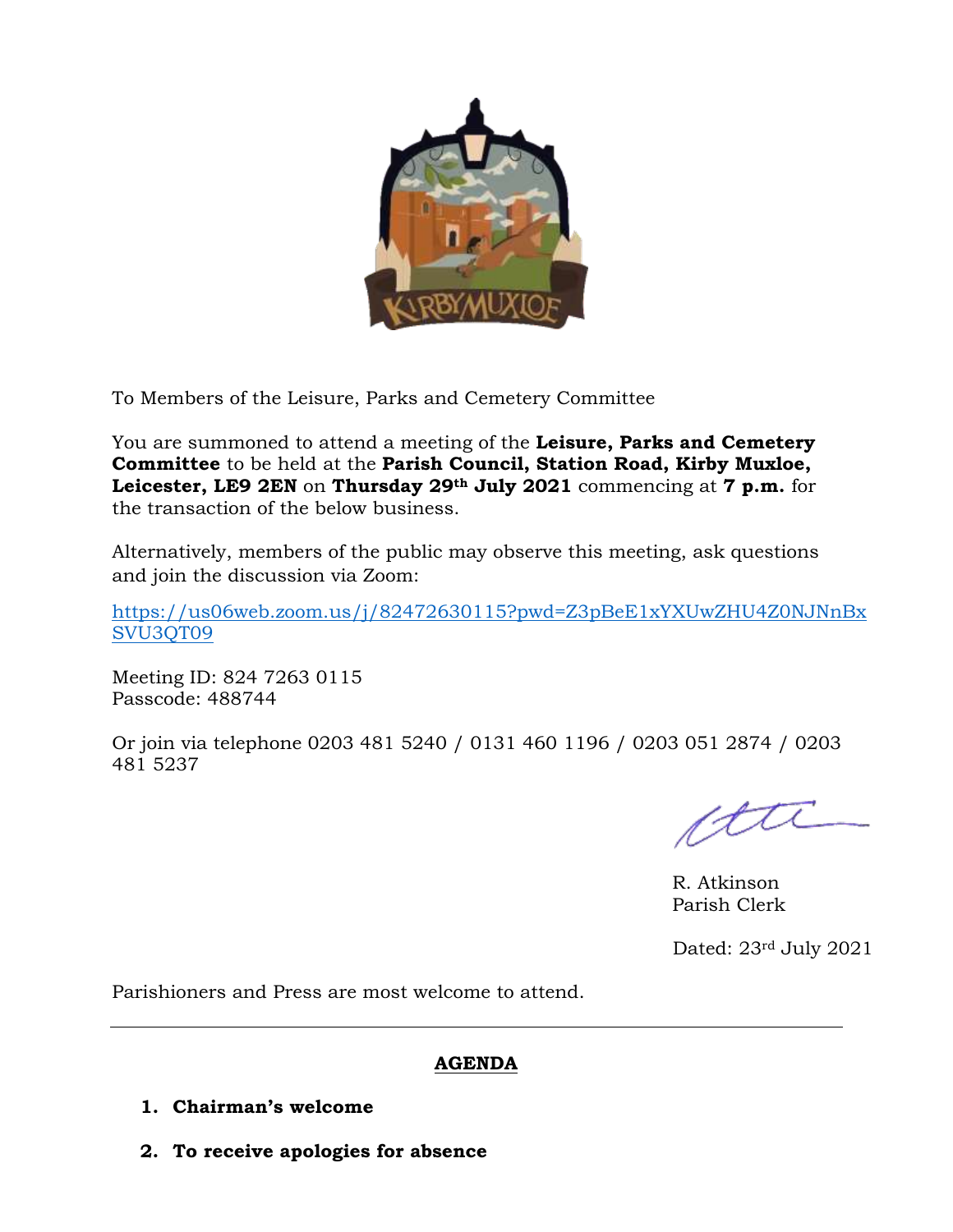To Members of the Leisure, Parks and Cemetery Committee

You are summoned to attend a meeting of the **Leisure, Parks and Cemetery Committee** to be held at the **Parish Council, Station Road, Kirby Muxloe, Leicester, LE9 2EN** on **Thursday 29th July 2021** commencing at **7 p.m.** for the transaction of the below business.

Alternatively, members of the public may observe this meeting, ask questions and join the discussion via Zoom:

https://us06web.zoom.us/j/82472630115?pwd=Z3pBeE1xYXUwZHU4Z0NJNnBxSVU3QT09

Meeting ID: 824 7263 0115
Passcode: 488744

Or join via telephone 0203 481 5240 / 0131 460 1196 / 0203 051 2874 / 0203 481 5237

R. Atkinson
Parish Clerk

Dated: 23rd July 2021

Parishioners and Press are most welcome to attend.

---

## AGENDA

1. **Chairman's welcome**
2. **To receive apologies for absence**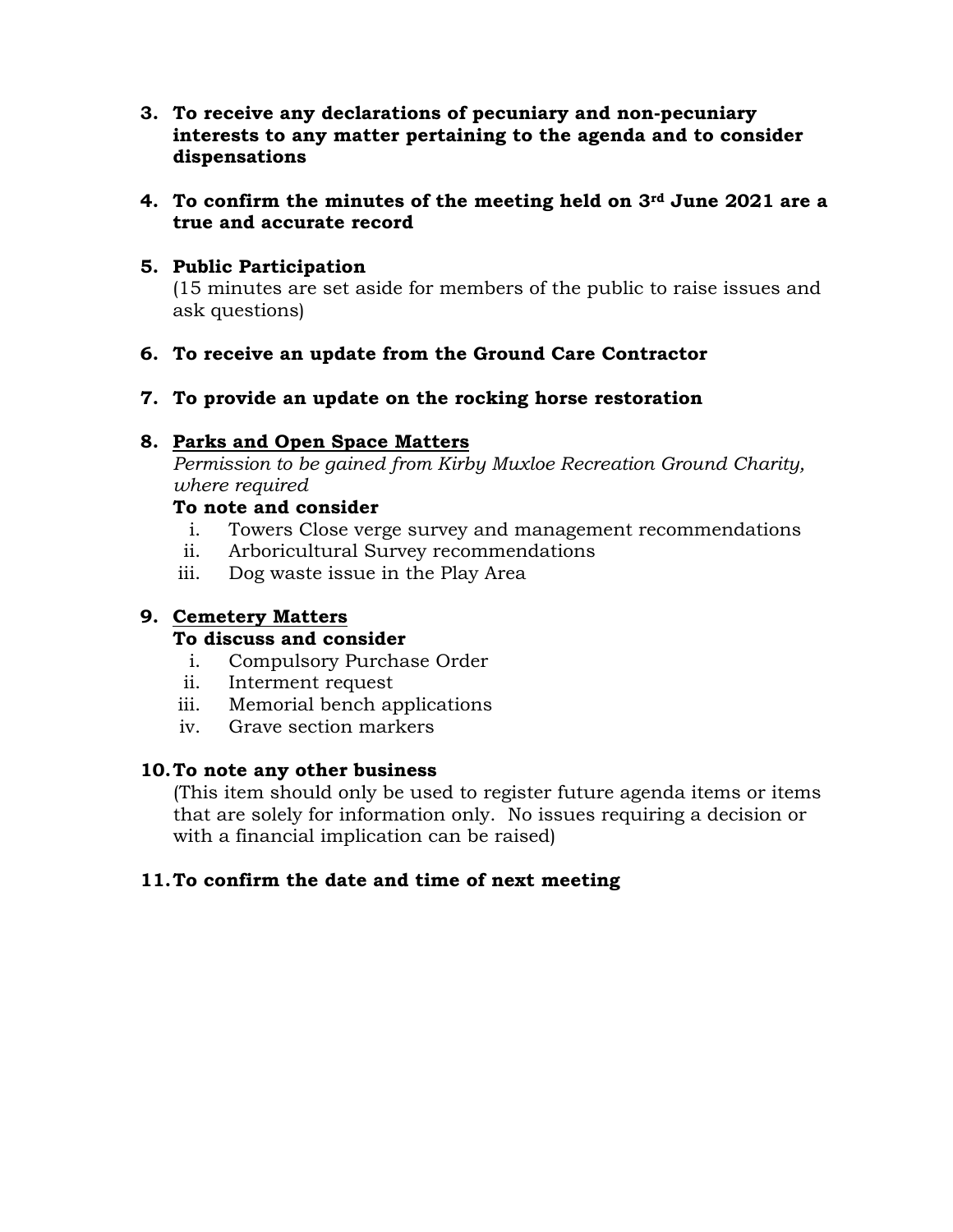3. **To receive any declarations of pecuniary and non-pecuniary interests to any matter pertaining to the agenda and to consider dispensations**

4. **To confirm the minutes of the meeting held on 3rd June 2021 are a true and accurate record**

5. **Public Participation**
   (15 minutes are set aside for members of the public to raise issues and ask questions)

6. **To receive an update from the Ground Care Contractor**

7. **To provide an update on the rocking horse restoration**

8. **<u>Parks and Open Space Matters</u>**
   *Permission to be gained from Kirby Muxloe Recreation Ground Charity, where required*
   **To note and consider**
   i. Towers Close verge survey and management recommendations
   ii. Arboricultural Survey recommendations
   iii. Dog waste issue in the Play Area

9. **<u>Cemetery Matters</u>**
   **To discuss and consider**
   i. Compulsory Purchase Order
   ii. Interment request
   iii. Memorial bench applications
   iv. Grave section markers

10. **To note any other business**
    (This item should only be used to register future agenda items or items that are solely for information only. No issues requiring a decision or with a financial implication can be raised)

11. **To confirm the date and time of next meeting**